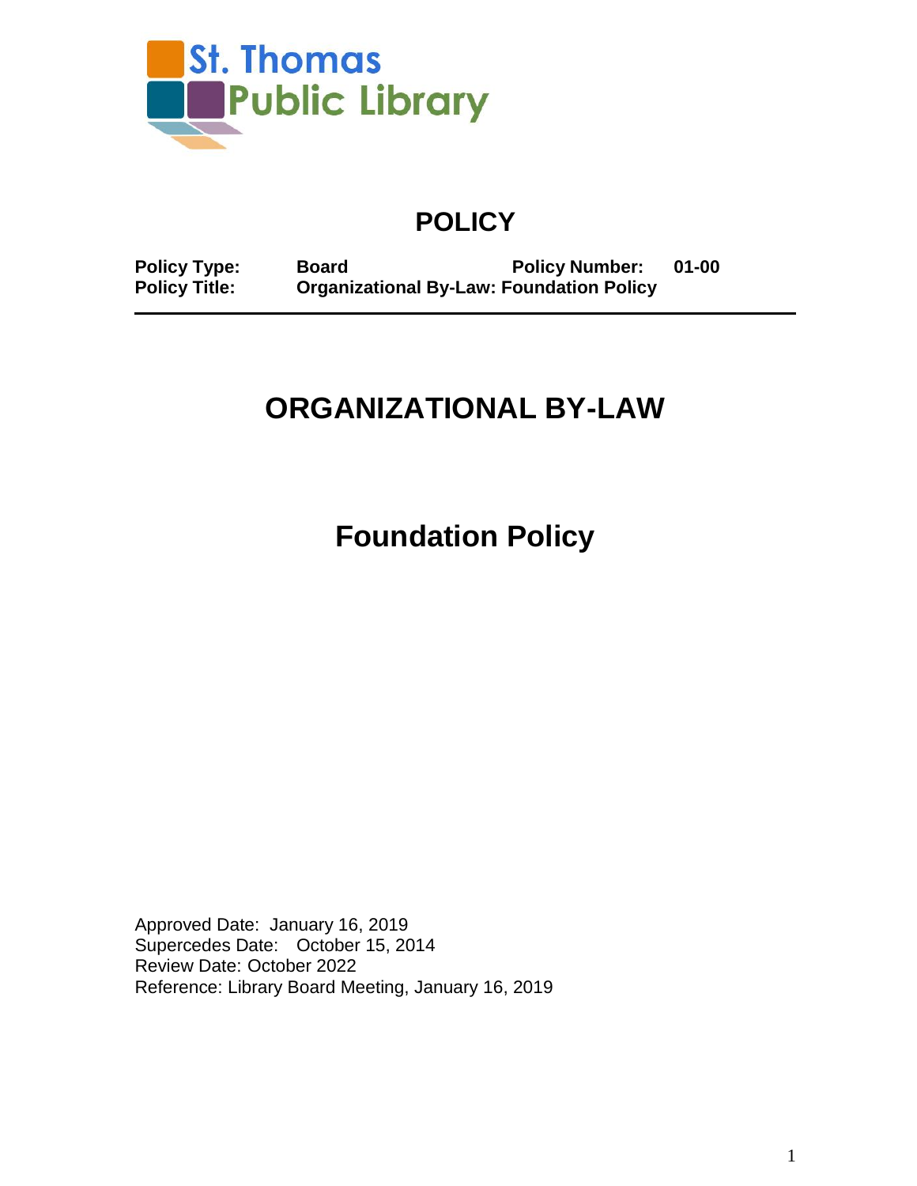St. Thomas Public Library

# POLICY

**Policy Type:** **Board** **Policy Number:** **01-00**
**Policy Title:** **Organizational By-Law: Foundation Policy**

---

# ORGANIZATIONAL BY-LAW

# Foundation Policy

Approved Date: January 16, 2019
Supercedes Date: October 15, 2014
Review Date: October 2022
Reference: Library Board Meeting, January 16, 2019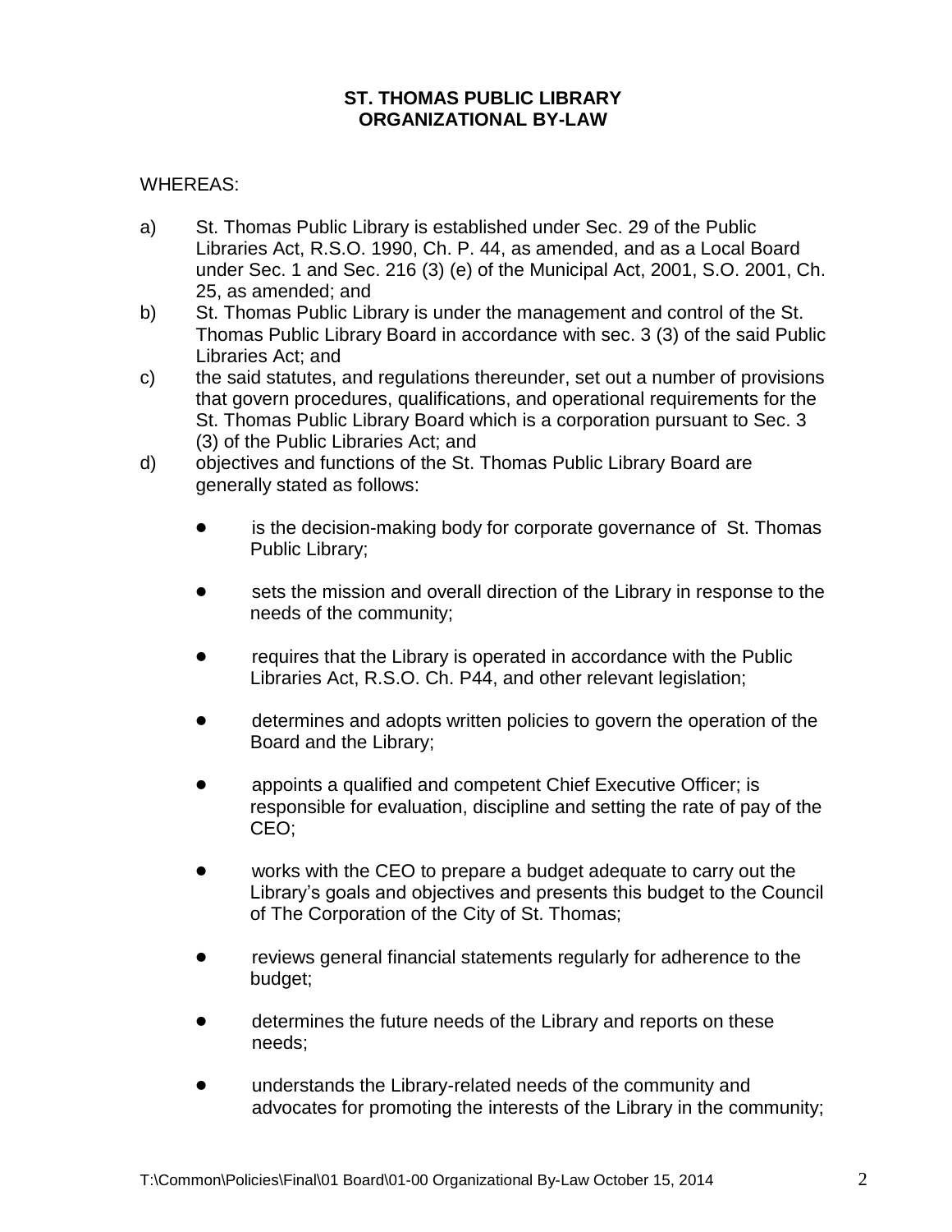**ST. THOMAS PUBLIC LIBRARY**
**ORGANIZATIONAL BY-LAW**

WHEREAS:

a) St. Thomas Public Library is established under Sec. 29 of the Public Libraries Act, R.S.O. 1990, Ch. P. 44, as amended, and as a Local Board under Sec. 1 and Sec. 216 (3) (e) of the Municipal Act, 2001, S.O. 2001, Ch. 25, as amended; and

b) St. Thomas Public Library is under the management and control of the St. Thomas Public Library Board in accordance with sec. 3 (3) of the said Public Libraries Act; and

c) the said statutes, and regulations thereunder, set out a number of provisions that govern procedures, qualifications, and operational requirements for the St. Thomas Public Library Board which is a corporation pursuant to Sec. 3 (3) of the Public Libraries Act; and

d) objectives and functions of the St. Thomas Public Library Board are generally stated as follows:

- is the decision-making body for corporate governance of St. Thomas Public Library;
- sets the mission and overall direction of the Library in response to the needs of the community;
- requires that the Library is operated in accordance with the Public Libraries Act, R.S.O. Ch. P44, and other relevant legislation;
- determines and adopts written policies to govern the operation of the Board and the Library;
- appoints a qualified and competent Chief Executive Officer; is responsible for evaluation, discipline and setting the rate of pay of the CEO;
- works with the CEO to prepare a budget adequate to carry out the Library's goals and objectives and presents this budget to the Council of The Corporation of the City of St. Thomas;
- reviews general financial statements regularly for adherence to the budget;
- determines the future needs of the Library and reports on these needs;
- understands the Library-related needs of the community and advocates for promoting the interests of the Library in the community;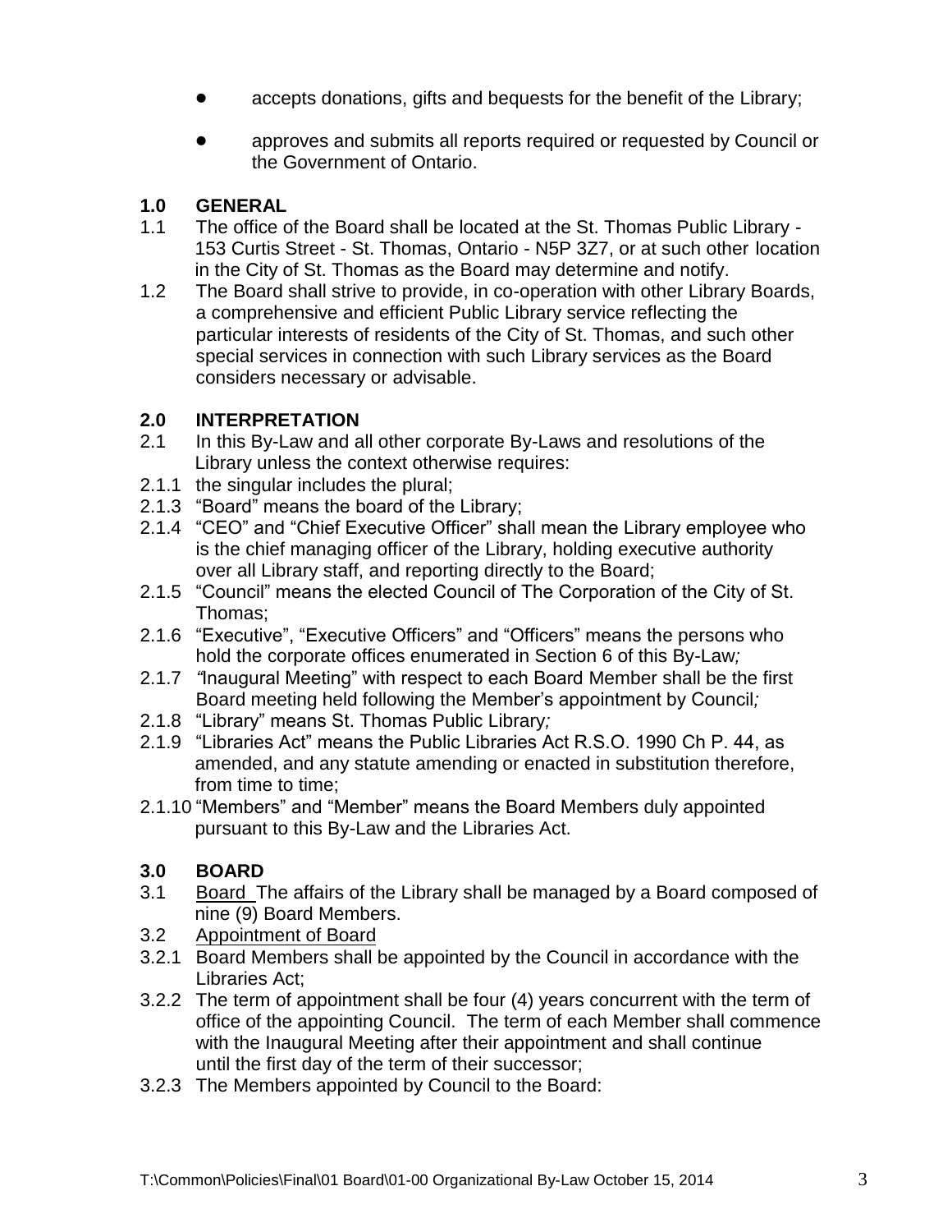- accepts donations, gifts and bequests for the benefit of the Library;
- approves and submits all reports required or requested by Council or the Government of Ontario.

## 1.0 GENERAL

1.1 The office of the Board shall be located at the St. Thomas Public Library - 153 Curtis Street - St. Thomas, Ontario - N5P 3Z7, or at such other location in the City of St. Thomas as the Board may determine and notify.

1.2 The Board shall strive to provide, in co-operation with other Library Boards, a comprehensive and efficient Public Library service reflecting the particular interests of residents of the City of St. Thomas, and such other special services in connection with such Library services as the Board considers necessary or advisable.

## 2.0 INTERPRETATION

2.1 In this By-Law and all other corporate By-Laws and resolutions of the Library unless the context otherwise requires:

2.1.1 the singular includes the plural;

2.1.3 "Board" means the board of the Library;

2.1.4 "CEO" and "Chief Executive Officer" shall mean the Library employee who is the chief managing officer of the Library, holding executive authority over all Library staff, and reporting directly to the Board;

2.1.5 "Council" means the elected Council of The Corporation of the City of St. Thomas;

2.1.6 "Executive", "Executive Officers" and "Officers" means the persons who hold the corporate offices enumerated in Section 6 of this By-Law*;*

2.1.7 *"*Inaugural Meeting" with respect to each Board Member shall be the first Board meeting held following the Member's appointment by Council*;*

2.1.8 "Library" means St. Thomas Public Library*;*

2.1.9 "Libraries Act" means the Public Libraries Act R.S.O. 1990 Ch P. 44, as amended, and any statute amending or enacted in substitution therefore, from time to time;

2.1.10 "Members" and "Member" means the Board Members duly appointed pursuant to this By-Law and the Libraries Act.

## 3.0 BOARD

3.1 Board The affairs of the Library shall be managed by a Board composed of nine (9) Board Members.

3.2 Appointment of Board

3.2.1 Board Members shall be appointed by the Council in accordance with the Libraries Act;

3.2.2 The term of appointment shall be four (4) years concurrent with the term of office of the appointing Council. The term of each Member shall commence with the Inaugural Meeting after their appointment and shall continue until the first day of the term of their successor;

3.2.3 The Members appointed by Council to the Board: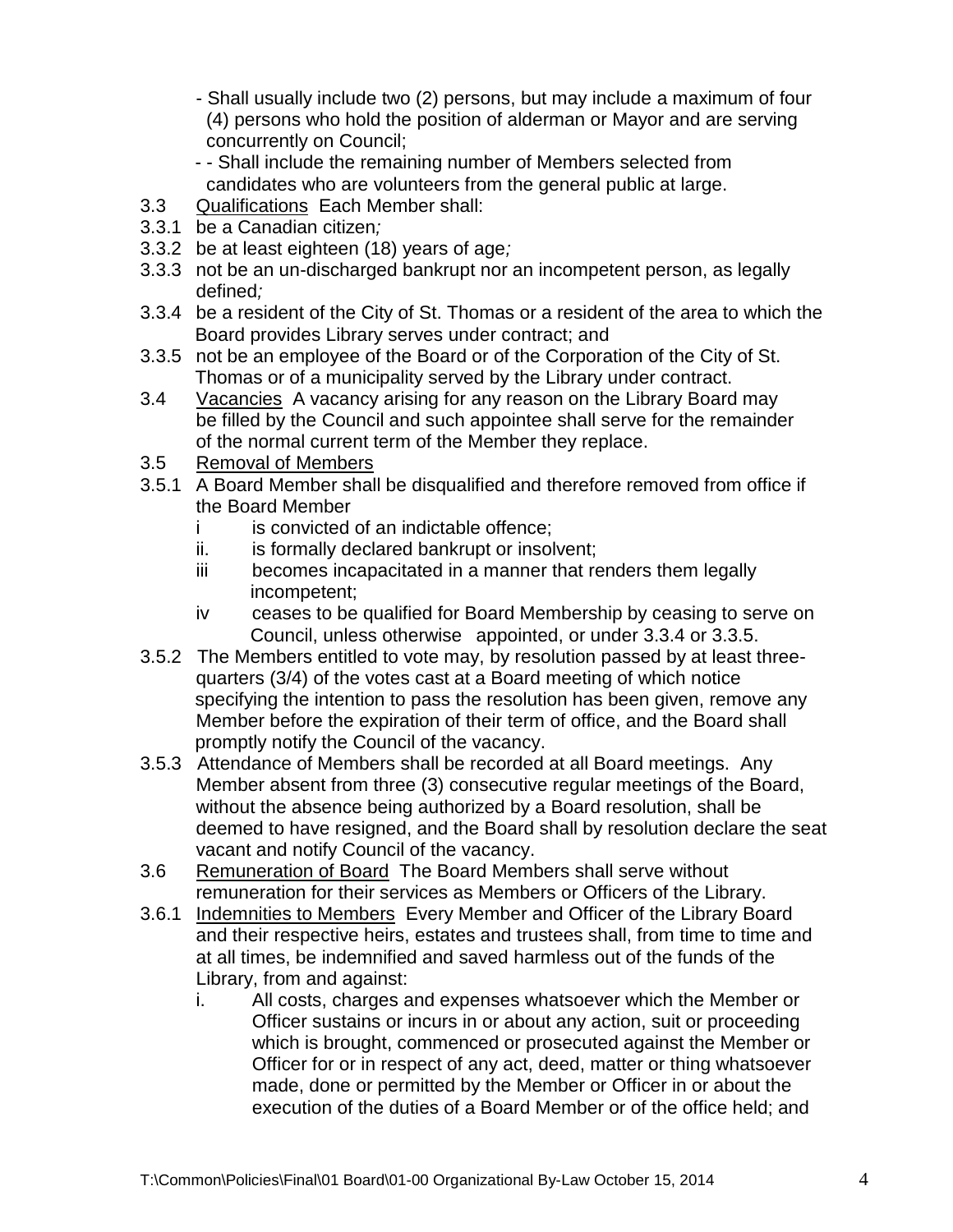- Shall usually include two (2) persons, but may include a maximum of four (4) persons who hold the position of alderman or Mayor and are serving concurrently on Council;

- - Shall include the remaining number of Members selected from candidates who are volunteers from the general public at large.

3.3 Qualifications Each Member shall:

3.3.1 be a Canadian citizen*;*

3.3.2 be at least eighteen (18) years of age*;*

3.3.3 not be an un-discharged bankrupt nor an incompetent person, as legally defined*;*

3.3.4 be a resident of the City of St. Thomas or a resident of the area to which the Board provides Library serves under contract; and

3.3.5 not be an employee of the Board or of the Corporation of the City of St. Thomas or of a municipality served by the Library under contract.

3.4 Vacancies A vacancy arising for any reason on the Library Board may be filled by the Council and such appointee shall serve for the remainder of the normal current term of the Member they replace.

3.5 Removal of Members

3.5.1 A Board Member shall be disqualified and therefore removed from office if the Board Member

- i is convicted of an indictable offence;
- ii. is formally declared bankrupt or insolvent;
- iii becomes incapacitated in a manner that renders them legally incompetent;
- iv ceases to be qualified for Board Membership by ceasing to serve on Council, unless otherwise appointed, or under 3.3.4 or 3.3.5.

3.5.2 The Members entitled to vote may, by resolution passed by at least three-quarters (3/4) of the votes cast at a Board meeting of which notice specifying the intention to pass the resolution has been given, remove any Member before the expiration of their term of office, and the Board shall promptly notify the Council of the vacancy.

3.5.3 Attendance of Members shall be recorded at all Board meetings. Any Member absent from three (3) consecutive regular meetings of the Board, without the absence being authorized by a Board resolution, shall be deemed to have resigned, and the Board shall by resolution declare the seat vacant and notify Council of the vacancy.

3.6 Remuneration of Board The Board Members shall serve without remuneration for their services as Members or Officers of the Library.

3.6.1 Indemnities to Members Every Member and Officer of the Library Board and their respective heirs, estates and trustees shall, from time to time and at all times, be indemnified and saved harmless out of the funds of the Library, from and against:

- i. All costs, charges and expenses whatsoever which the Member or Officer sustains or incurs in or about any action, suit or proceeding which is brought, commenced or prosecuted against the Member or Officer for or in respect of any act, deed, matter or thing whatsoever made, done or permitted by the Member or Officer in or about the execution of the duties of a Board Member or of the office held; and

T:\Common\Policies\Final\01 Board\01-00 Organizational By-Law October 15, 2014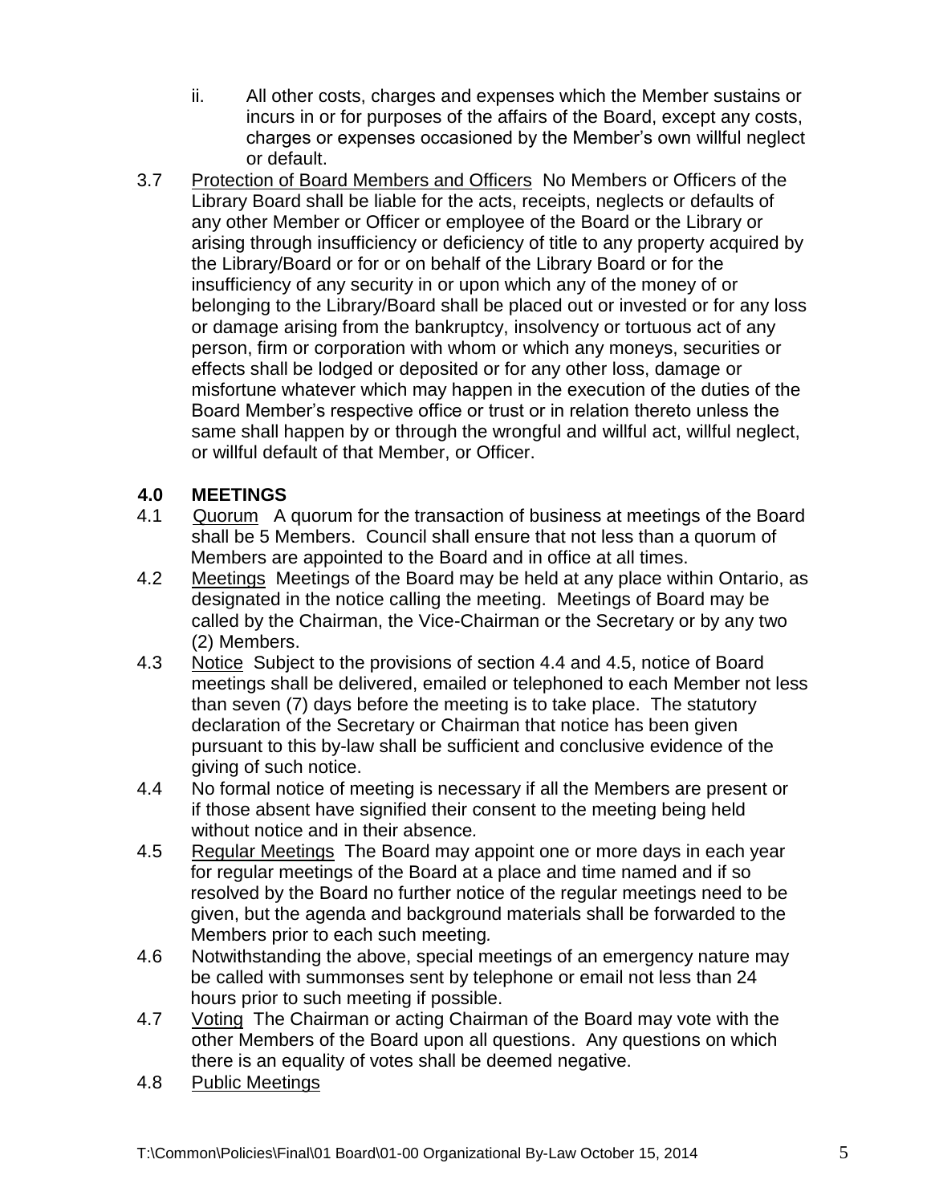ii. All other costs, charges and expenses which the Member sustains or incurs in or for purposes of the affairs of the Board, except any costs, charges or expenses occasioned by the Member's own willful neglect or default.

3.7 Protection of Board Members and Officers No Members or Officers of the Library Board shall be liable for the acts, receipts, neglects or defaults of any other Member or Officer or employee of the Board or the Library or arising through insufficiency or deficiency of title to any property acquired by the Library/Board or for or on behalf of the Library Board or for the insufficiency of any security in or upon which any of the money of or belonging to the Library/Board shall be placed out or invested or for any loss or damage arising from the bankruptcy, insolvency or tortuous act of any person, firm or corporation with whom or which any moneys, securities or effects shall be lodged or deposited or for any other loss, damage or misfortune whatever which may happen in the execution of the duties of the Board Member's respective office or trust or in relation thereto unless the same shall happen by or through the wrongful and willful act, willful neglect, or willful default of that Member, or Officer.

## 4.0 MEETINGS

4.1 Quorum A quorum for the transaction of business at meetings of the Board shall be 5 Members. Council shall ensure that not less than a quorum of Members are appointed to the Board and in office at all times.

4.2 Meetings Meetings of the Board may be held at any place within Ontario, as designated in the notice calling the meeting. Meetings of Board may be called by the Chairman, the Vice-Chairman or the Secretary or by any two (2) Members.

4.3 Notice Subject to the provisions of section 4.4 and 4.5, notice of Board meetings shall be delivered, emailed or telephoned to each Member not less than seven (7) days before the meeting is to take place. The statutory declaration of the Secretary or Chairman that notice has been given pursuant to this by-law shall be sufficient and conclusive evidence of the giving of such notice.

4.4 No formal notice of meeting is necessary if all the Members are present or if those absent have signified their consent to the meeting being held without notice and in their absence.

4.5 Regular Meetings The Board may appoint one or more days in each year for regular meetings of the Board at a place and time named and if so resolved by the Board no further notice of the regular meetings need to be given, but the agenda and background materials shall be forwarded to the Members prior to each such meeting.

4.6 Notwithstanding the above, special meetings of an emergency nature may be called with summonses sent by telephone or email not less than 24 hours prior to such meeting if possible.

4.7 Voting The Chairman or acting Chairman of the Board may vote with the other Members of the Board upon all questions. Any questions on which there is an equality of votes shall be deemed negative.

4.8 Public Meetings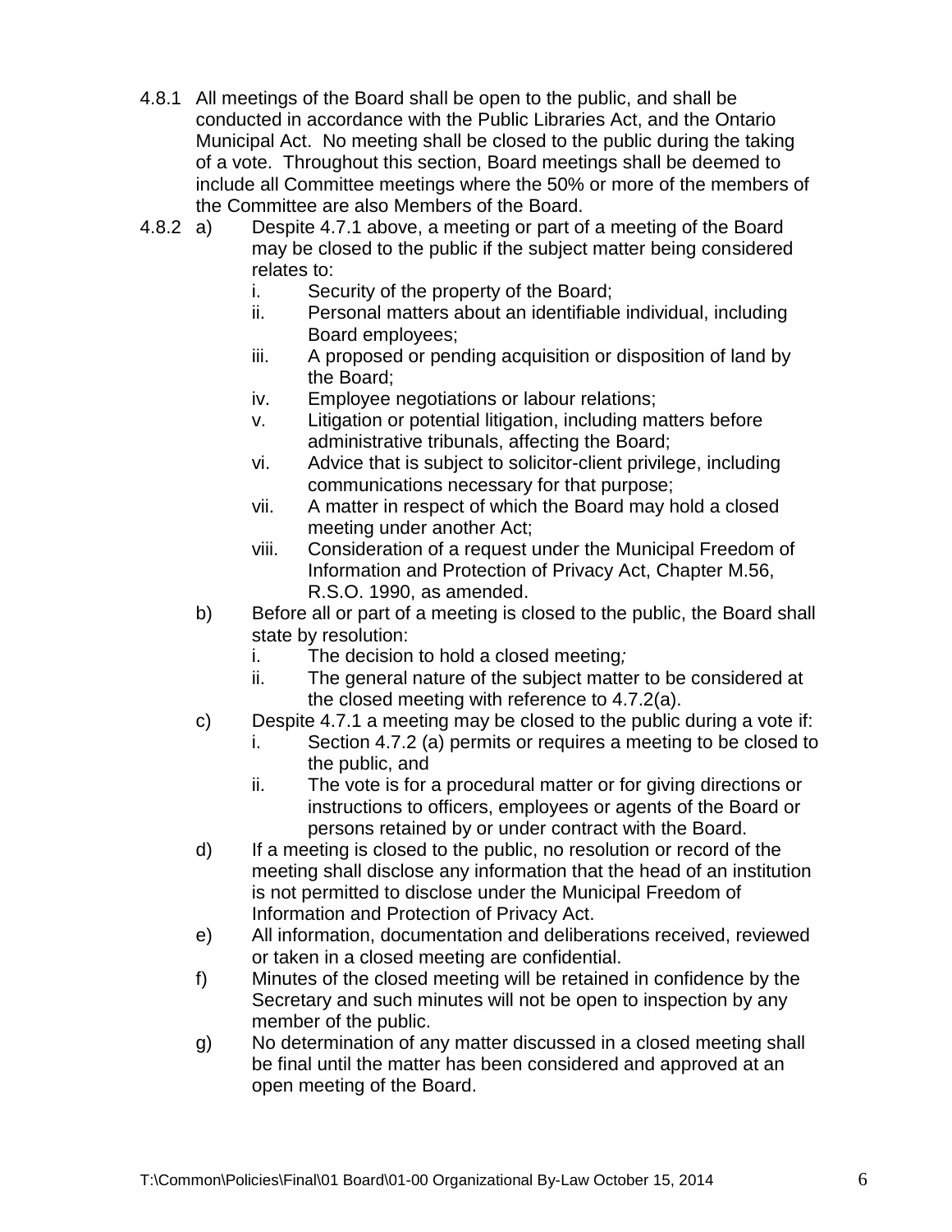4.8.1 All meetings of the Board shall be open to the public, and shall be conducted in accordance with the Public Libraries Act, and the Ontario Municipal Act. No meeting shall be closed to the public during the taking of a vote. Throughout this section, Board meetings shall be deemed to include all Committee meetings where the 50% or more of the members of the Committee are also Members of the Board.

4.8.2 a) Despite 4.7.1 above, a meeting or part of a meeting of the Board may be closed to the public if the subject matter being considered relates to:

   i. Security of the property of the Board;
   ii. Personal matters about an identifiable individual, including Board employees;
   iii. A proposed or pending acquisition or disposition of land by the Board;
   iv. Employee negotiations or labour relations;
   v. Litigation or potential litigation, including matters before administrative tribunals, affecting the Board;
   vi. Advice that is subject to solicitor-client privilege, including communications necessary for that purpose;
   vii. A matter in respect of which the Board may hold a closed meeting under another Act;
   viii. Consideration of a request under the Municipal Freedom of Information and Protection of Privacy Act, Chapter M.56, R.S.O. 1990, as amended.

b) Before all or part of a meeting is closed to the public, the Board shall state by resolution:

   i. The decision to hold a closed meeting;
   ii. The general nature of the subject matter to be considered at the closed meeting with reference to 4.7.2(a).

c) Despite 4.7.1 a meeting may be closed to the public during a vote if:

   i. Section 4.7.2 (a) permits or requires a meeting to be closed to the public, and
   ii. The vote is for a procedural matter or for giving directions or instructions to officers, employees or agents of the Board or persons retained by or under contract with the Board.

d) If a meeting is closed to the public, no resolution or record of the meeting shall disclose any information that the head of an institution is not permitted to disclose under the Municipal Freedom of Information and Protection of Privacy Act.

e) All information, documentation and deliberations received, reviewed or taken in a closed meeting are confidential.

f) Minutes of the closed meeting will be retained in confidence by the Secretary and such minutes will not be open to inspection by any member of the public.

g) No determination of any matter discussed in a closed meeting shall be final until the matter has been considered and approved at an open meeting of the Board.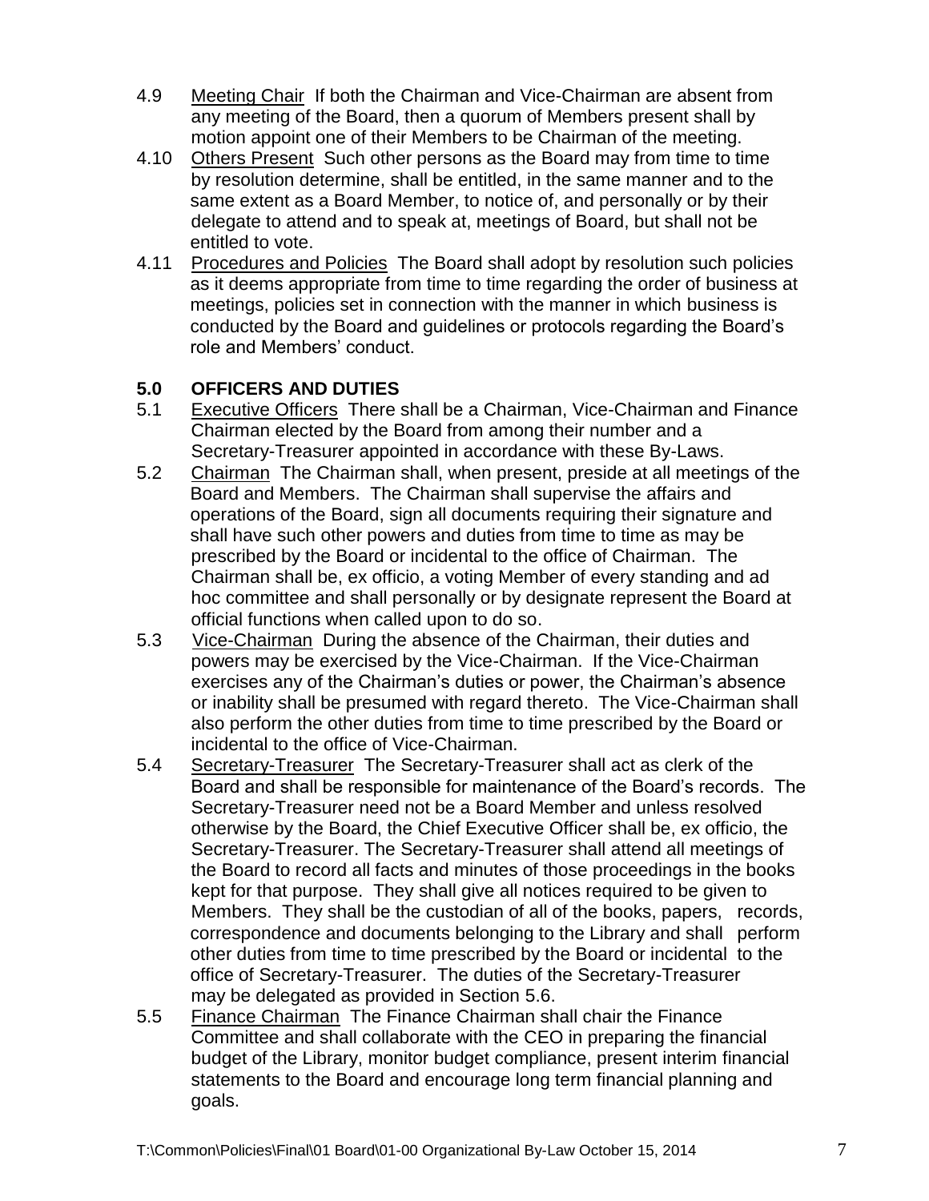4.9 Meeting Chair If both the Chairman and Vice-Chairman are absent from any meeting of the Board, then a quorum of Members present shall by motion appoint one of their Members to be Chairman of the meeting.

4.10 Others Present Such other persons as the Board may from time to time by resolution determine, shall be entitled, in the same manner and to the same extent as a Board Member, to notice of, and personally or by their delegate to attend and to speak at, meetings of Board, but shall not be entitled to vote.

4.11 Procedures and Policies The Board shall adopt by resolution such policies as it deems appropriate from time to time regarding the order of business at meetings, policies set in connection with the manner in which business is conducted by the Board and guidelines or protocols regarding the Board's role and Members' conduct.

## 5.0 OFFICERS AND DUTIES

5.1 Executive Officers There shall be a Chairman, Vice-Chairman and Finance Chairman elected by the Board from among their number and a Secretary-Treasurer appointed in accordance with these By-Laws.

5.2 Chairman The Chairman shall, when present, preside at all meetings of the Board and Members. The Chairman shall supervise the affairs and operations of the Board, sign all documents requiring their signature and shall have such other powers and duties from time to time as may be prescribed by the Board or incidental to the office of Chairman. The Chairman shall be, ex officio, a voting Member of every standing and ad hoc committee and shall personally or by designate represent the Board at official functions when called upon to do so.

5.3 Vice-Chairman During the absence of the Chairman, their duties and powers may be exercised by the Vice-Chairman. If the Vice-Chairman exercises any of the Chairman's duties or power, the Chairman's absence or inability shall be presumed with regard thereto. The Vice-Chairman shall also perform the other duties from time to time prescribed by the Board or incidental to the office of Vice-Chairman.

5.4 Secretary-Treasurer The Secretary-Treasurer shall act as clerk of the Board and shall be responsible for maintenance of the Board's records. The Secretary-Treasurer need not be a Board Member and unless resolved otherwise by the Board, the Chief Executive Officer shall be, ex officio, the Secretary-Treasurer. The Secretary-Treasurer shall attend all meetings of the Board to record all facts and minutes of those proceedings in the books kept for that purpose. They shall give all notices required to be given to Members. They shall be the custodian of all of the books, papers, records, correspondence and documents belonging to the Library and shall perform other duties from time to time prescribed by the Board or incidental to the office of Secretary-Treasurer. The duties of the Secretary-Treasurer may be delegated as provided in Section 5.6.

5.5 Finance Chairman The Finance Chairman shall chair the Finance Committee and shall collaborate with the CEO in preparing the financial budget of the Library, monitor budget compliance, present interim financial statements to the Board and encourage long term financial planning and goals.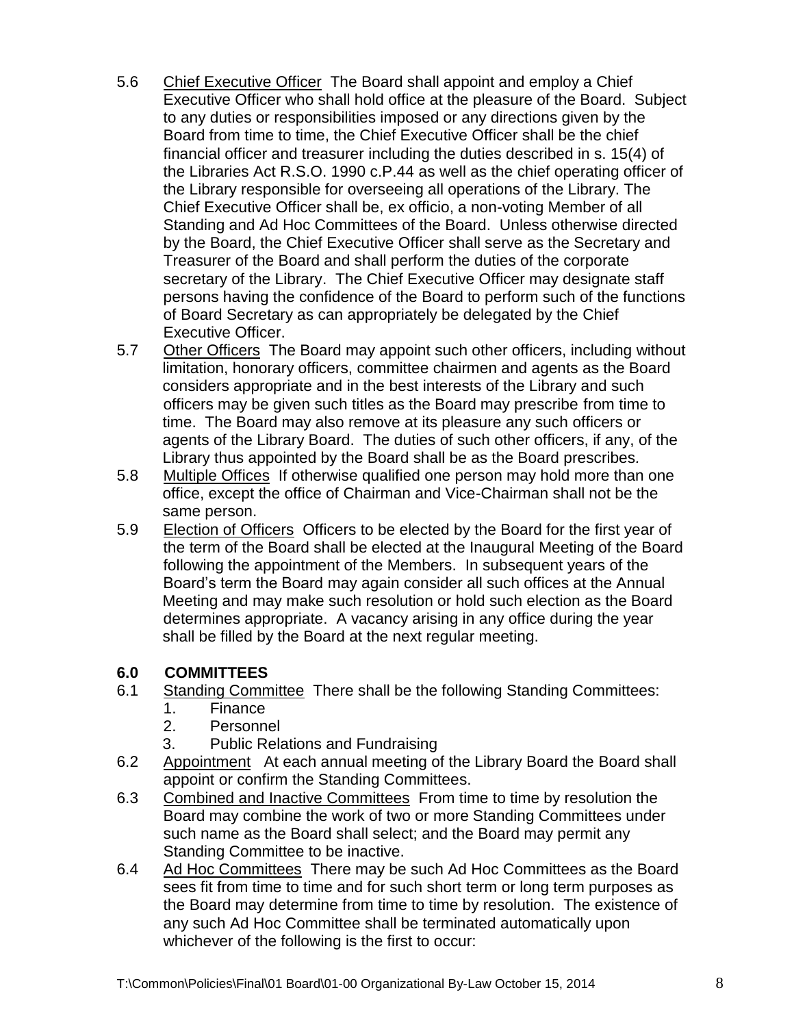5.6 Chief Executive Officer The Board shall appoint and employ a Chief Executive Officer who shall hold office at the pleasure of the Board. Subject to any duties or responsibilities imposed or any directions given by the Board from time to time, the Chief Executive Officer shall be the chief financial officer and treasurer including the duties described in s. 15(4) of the Libraries Act R.S.O. 1990 c.P.44 as well as the chief operating officer of the Library responsible for overseeing all operations of the Library. The Chief Executive Officer shall be, ex officio, a non-voting Member of all Standing and Ad Hoc Committees of the Board. Unless otherwise directed by the Board, the Chief Executive Officer shall serve as the Secretary and Treasurer of the Board and shall perform the duties of the corporate secretary of the Library. The Chief Executive Officer may designate staff persons having the confidence of the Board to perform such of the functions of Board Secretary as can appropriately be delegated by the Chief Executive Officer.

5.7 Other Officers The Board may appoint such other officers, including without limitation, honorary officers, committee chairmen and agents as the Board considers appropriate and in the best interests of the Library and such officers may be given such titles as the Board may prescribe from time to time. The Board may also remove at its pleasure any such officers or agents of the Library Board. The duties of such other officers, if any, of the Library thus appointed by the Board shall be as the Board prescribes.

5.8 Multiple Offices If otherwise qualified one person may hold more than one office, except the office of Chairman and Vice-Chairman shall not be the same person.

5.9 Election of Officers Officers to be elected by the Board for the first year of the term of the Board shall be elected at the Inaugural Meeting of the Board following the appointment of the Members. In subsequent years of the Board's term the Board may again consider all such offices at the Annual Meeting and may make such resolution or hold such election as the Board determines appropriate. A vacancy arising in any office during the year shall be filled by the Board at the next regular meeting.

## 6.0 COMMITTEES

6.1 Standing Committee There shall be the following Standing Committees:

1. Finance
2. Personnel
3. Public Relations and Fundraising

6.2 Appointment At each annual meeting of the Library Board the Board shall appoint or confirm the Standing Committees.

6.3 Combined and Inactive Committees From time to time by resolution the Board may combine the work of two or more Standing Committees under such name as the Board shall select; and the Board may permit any Standing Committee to be inactive.

6.4 Ad Hoc Committees There may be such Ad Hoc Committees as the Board sees fit from time to time and for such short term or long term purposes as the Board may determine from time to time by resolution. The existence of any such Ad Hoc Committee shall be terminated automatically upon whichever of the following is the first to occur: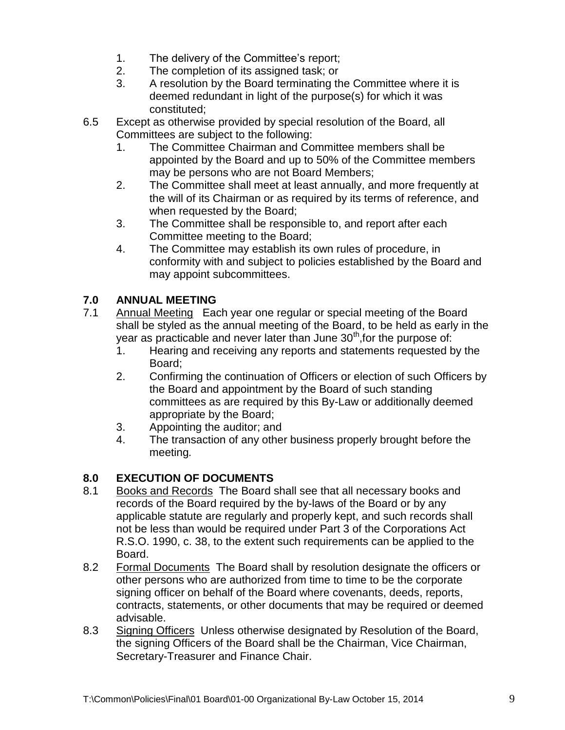1. The delivery of the Committee's report;
2. The completion of its assigned task; or
3. A resolution by the Board terminating the Committee where it is deemed redundant in light of the purpose(s) for which it was constituted;

6.5 Except as otherwise provided by special resolution of the Board, all Committees are subject to the following:

1. The Committee Chairman and Committee members shall be appointed by the Board and up to 50% of the Committee members may be persons who are not Board Members;
2. The Committee shall meet at least annually, and more frequently at the will of its Chairman or as required by its terms of reference, and when requested by the Board;
3. The Committee shall be responsible to, and report after each Committee meeting to the Board;
4. The Committee may establish its own rules of procedure, in conformity with and subject to policies established by the Board and may appoint subcommittees.

## 7.0 ANNUAL MEETING

7.1 Annual Meeting Each year one regular or special meeting of the Board shall be styled as the annual meeting of the Board, to be held as early in the year as practicable and never later than June 30th, for the purpose of:

1. Hearing and receiving any reports and statements requested by the Board;
2. Confirming the continuation of Officers or election of such Officers by the Board and appointment by the Board of such standing committees as are required by this By-Law or additionally deemed appropriate by the Board;
3. Appointing the auditor; and
4. The transaction of any other business properly brought before the meeting.

## 8.0 EXECUTION OF DOCUMENTS

8.1 Books and Records The Board shall see that all necessary books and records of the Board required by the by-laws of the Board or by any applicable statute are regularly and properly kept, and such records shall not be less than would be required under Part 3 of the Corporations Act R.S.O. 1990, c. 38, to the extent such requirements can be applied to the Board.

8.2 Formal Documents The Board shall by resolution designate the officers or other persons who are authorized from time to time to be the corporate signing officer on behalf of the Board where covenants, deeds, reports, contracts, statements, or other documents that may be required or deemed advisable.

8.3 Signing Officers Unless otherwise designated by Resolution of the Board, the signing Officers of the Board shall be the Chairman, Vice Chairman, Secretary-Treasurer and Finance Chair.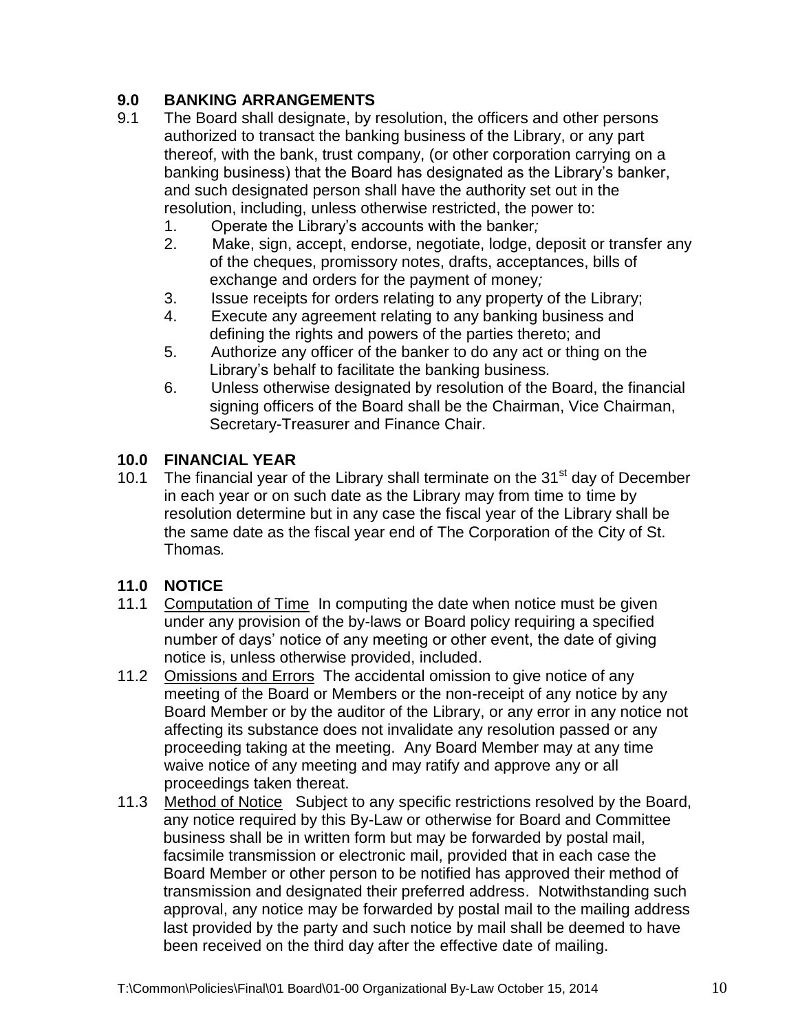## 9.0 BANKING ARRANGEMENTS

9.1 The Board shall designate, by resolution, the officers and other persons authorized to transact the banking business of the Library, or any part thereof, with the bank, trust company, (or other corporation carrying on a banking business) that the Board has designated as the Library's banker, and such designated person shall have the authority set out in the resolution, including, unless otherwise restricted, the power to:

1. Operate the Library's accounts with the banker*;*
2. Make, sign, accept, endorse, negotiate, lodge, deposit or transfer any of the cheques, promissory notes, drafts, acceptances, bills of exchange and orders for the payment of money*;*
3. Issue receipts for orders relating to any property of the Library;
4. Execute any agreement relating to any banking business and defining the rights and powers of the parties thereto; and
5. Authorize any officer of the banker to do any act or thing on the Library's behalf to facilitate the banking business*.*
6. Unless otherwise designated by resolution of the Board, the financial signing officers of the Board shall be the Chairman, Vice Chairman, Secretary-Treasurer and Finance Chair.

## 10.0 FINANCIAL YEAR

10.1 The financial year of the Library shall terminate on the 31st day of December in each year or on such date as the Library may from time to time by resolution determine but in any case the fiscal year of the Library shall be the same date as the fiscal year end of The Corporation of the City of St. Thomas*.*

## 11.0 NOTICE

11.1 Computation of Time In computing the date when notice must be given under any provision of the by-laws or Board policy requiring a specified number of days' notice of any meeting or other event, the date of giving notice is, unless otherwise provided, included.

11.2 Omissions and Errors The accidental omission to give notice of any meeting of the Board or Members or the non-receipt of any notice by any Board Member or by the auditor of the Library, or any error in any notice not affecting its substance does not invalidate any resolution passed or any proceeding taking at the meeting. Any Board Member may at any time waive notice of any meeting and may ratify and approve any or all proceedings taken thereat.

11.3 Method of Notice Subject to any specific restrictions resolved by the Board, any notice required by this By-Law or otherwise for Board and Committee business shall be in written form but may be forwarded by postal mail, facsimile transmission or electronic mail, provided that in each case the Board Member or other person to be notified has approved their method of transmission and designated their preferred address. Notwithstanding such approval, any notice may be forwarded by postal mail to the mailing address last provided by the party and such notice by mail shall be deemed to have been received on the third day after the effective date of mailing.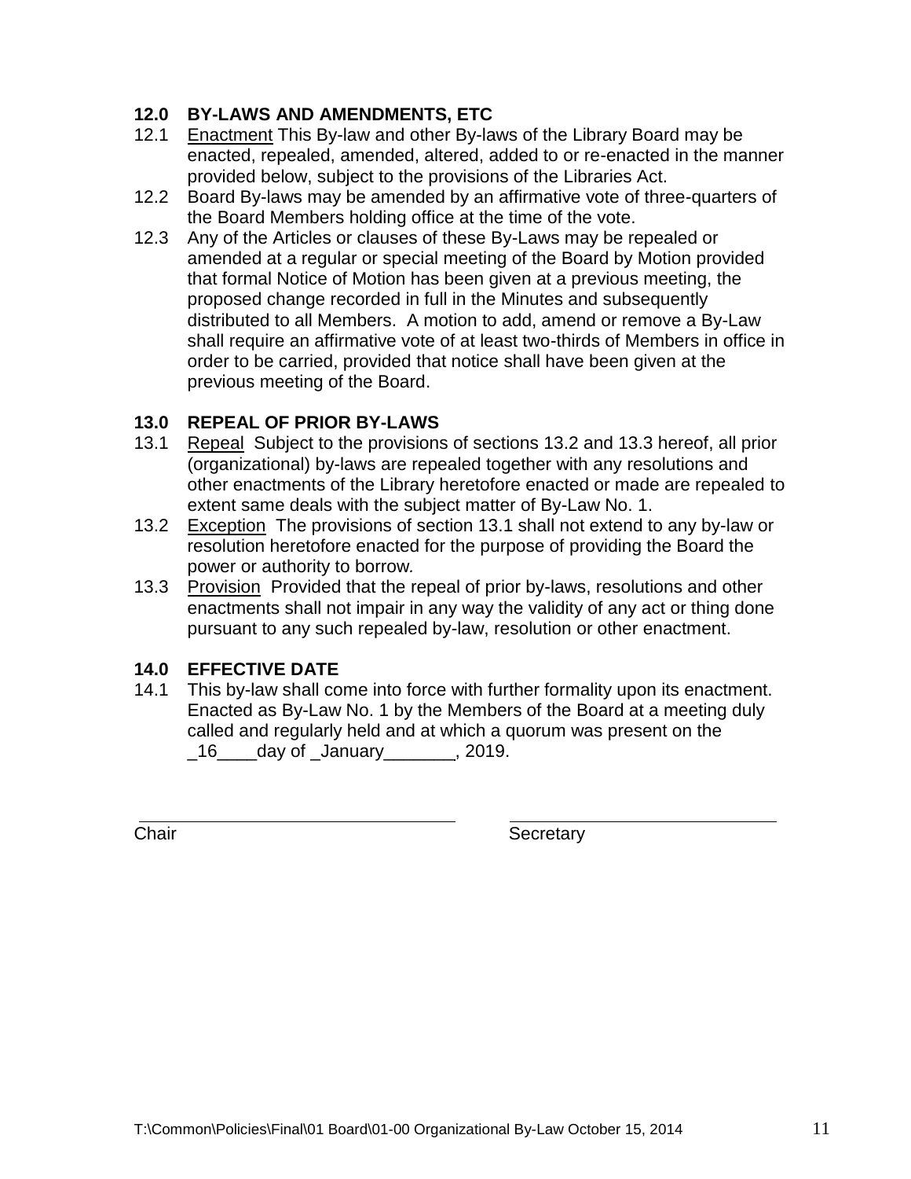### 12.0 BY-LAWS AND AMENDMENTS, ETC

12.1 Enactment This By-law and other By-laws of the Library Board may be enacted, repealed, amended, altered, added to or re-enacted in the manner provided below, subject to the provisions of the Libraries Act.

12.2 Board By-laws may be amended by an affirmative vote of three-quarters of the Board Members holding office at the time of the vote.

12.3 Any of the Articles or clauses of these By-Laws may be repealed or amended at a regular or special meeting of the Board by Motion provided that formal Notice of Motion has been given at a previous meeting, the proposed change recorded in full in the Minutes and subsequently distributed to all Members. A motion to add, amend or remove a By-Law shall require an affirmative vote of at least two-thirds of Members in office in order to be carried, provided that notice shall have been given at the previous meeting of the Board.

### 13.0 REPEAL OF PRIOR BY-LAWS

13.1 Repeal Subject to the provisions of sections 13.2 and 13.3 hereof, all prior (organizational) by-laws are repealed together with any resolutions and other enactments of the Library heretofore enacted or made are repealed to extent same deals with the subject matter of By-Law No. 1.

13.2 Exception The provisions of section 13.1 shall not extend to any by-law or resolution heretofore enacted for the purpose of providing the Board the power or authority to borrow.

13.3 Provision Provided that the repeal of prior by-laws, resolutions and other enactments shall not impair in any way the validity of any act or thing done pursuant to any such repealed by-law, resolution or other enactment.

### 14.0 EFFECTIVE DATE

14.1 This by-law shall come into force with further formality upon its enactment. Enacted as By-Law No. 1 by the Members of the Board at a meeting duly called and regularly held and at which a quorum was present on the _16____day of _January_______, 2019.

______________________________ ______________________________

Chair Secretary

T:\Common\Policies\Final\01 Board\01-00 Organizational By-Law October 15, 2014